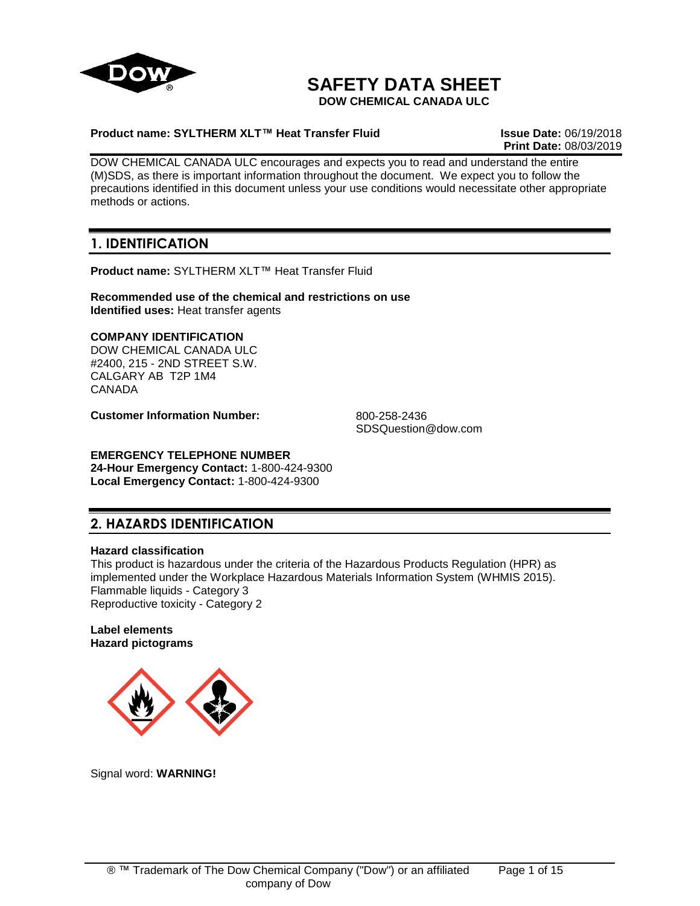# SAFETY DATA SHEET

**DOW CHEMICAL CANADA ULC**

**Product name: SYLTHERM XLT™ Heat Transfer Fluid**

**Issue Date:** 06/19/2018
**Print Date:** 08/03/2019

DOW CHEMICAL CANADA ULC encourages and expects you to read and understand the entire (M)SDS, as there is important information throughout the document. We expect you to follow the precautions identified in this document unless your use conditions would necessitate other appropriate methods or actions.

## 1. IDENTIFICATION

**Product name:** SYLTHERM XLT™ Heat Transfer Fluid

**Recommended use of the chemical and restrictions on use**
**Identified uses:** Heat transfer agents

**COMPANY IDENTIFICATION**
DOW CHEMICAL CANADA ULC
#2400, 215 - 2ND STREET S.W.
CALGARY AB T2P 1M4
CANADA

**Customer Information Number:** 800-258-2436
SDSQuestion@dow.com

**EMERGENCY TELEPHONE NUMBER**
**24-Hour Emergency Contact:** 1-800-424-9300
**Local Emergency Contact:** 1-800-424-9300

## 2. HAZARDS IDENTIFICATION

**Hazard classification**
This product is hazardous under the criteria of the Hazardous Products Regulation (HPR) as implemented under the Workplace Hazardous Materials Information System (WHMIS 2015).
Flammable liquids - Category 3
Reproductive toxicity - Category 2

**Label elements**
**Hazard pictograms**

Signal word: **WARNING!**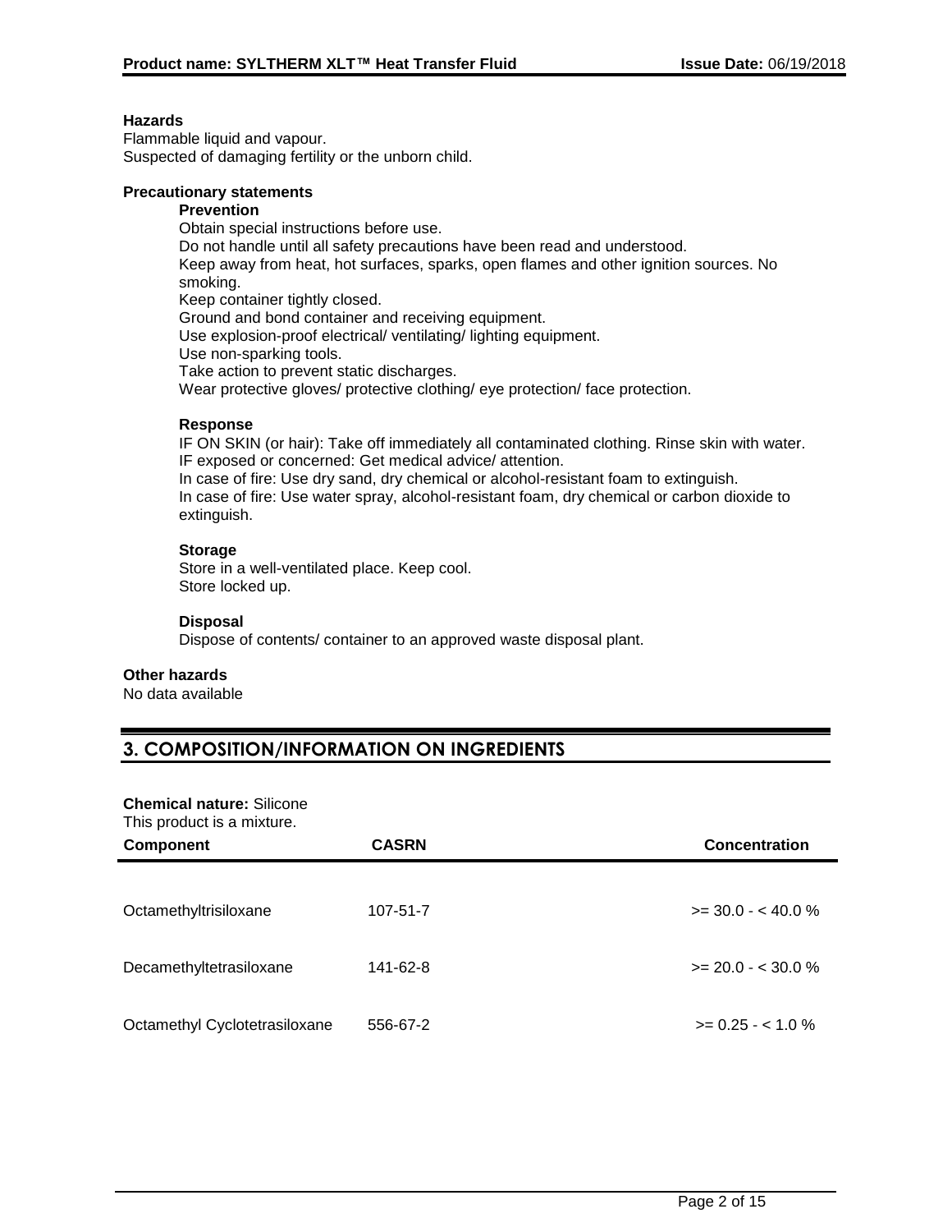**Hazards**

Flammable liquid and vapour.
Suspected of damaging fertility or the unborn child.

**Precautionary statements**

**Prevention**

Obtain special instructions before use.
Do not handle until all safety precautions have been read and understood.
Keep away from heat, hot surfaces, sparks, open flames and other ignition sources. No smoking.
Keep container tightly closed.
Ground and bond container and receiving equipment.
Use explosion-proof electrical/ ventilating/ lighting equipment.
Use non-sparking tools.
Take action to prevent static discharges.
Wear protective gloves/ protective clothing/ eye protection/ face protection.

**Response**

IF ON SKIN (or hair): Take off immediately all contaminated clothing. Rinse skin with water.
IF exposed or concerned: Get medical advice/ attention.
In case of fire: Use dry sand, dry chemical or alcohol-resistant foam to extinguish.
In case of fire: Use water spray, alcohol-resistant foam, dry chemical or carbon dioxide to extinguish.

**Storage**

Store in a well-ventilated place. Keep cool.
Store locked up.

**Disposal**

Dispose of contents/ container to an approved waste disposal plant.

**Other hazards**

No data available

## 3. COMPOSITION/INFORMATION ON INGREDIENTS

**Chemical nature:** Silicone
This product is a mixture.

| Component | CASRN | Concentration |
|---|---|---|
| Octamethyltrisiloxane | 107-51-7 | >= 30.0 - < 40.0 % |
| Decamethyltetrasiloxane | 141-62-8 | >= 20.0 - < 30.0 % |
| Octamethyl Cyclotetrasiloxane | 556-67-2 | >= 0.25 - < 1.0 % |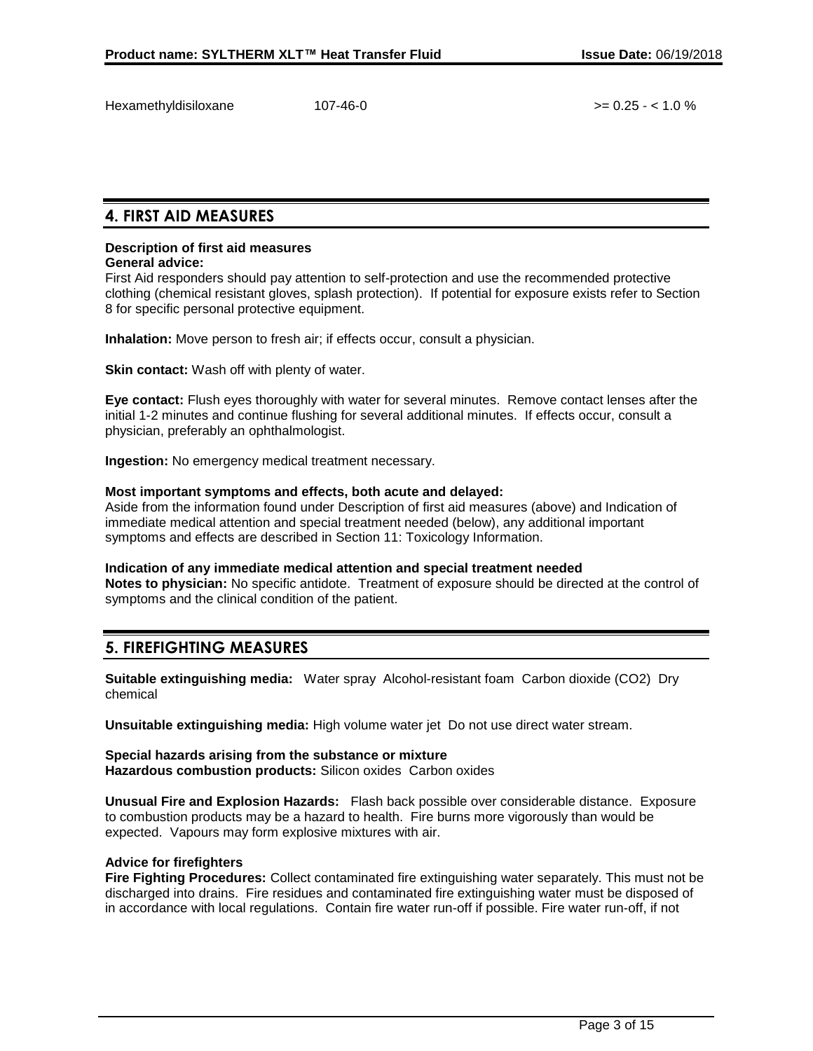| Hexamethyldisiloxane | 107-46-0 | >= 0.25 - < 1.0 % |
|---|---|---|

## 4. FIRST AID MEASURES

**Description of first aid measures**

**General advice:**

First Aid responders should pay attention to self-protection and use the recommended protective clothing (chemical resistant gloves, splash protection). If potential for exposure exists refer to Section 8 for specific personal protective equipment.

**Inhalation:** Move person to fresh air; if effects occur, consult a physician.

**Skin contact:** Wash off with plenty of water.

**Eye contact:** Flush eyes thoroughly with water for several minutes. Remove contact lenses after the initial 1-2 minutes and continue flushing for several additional minutes. If effects occur, consult a physician, preferably an ophthalmologist.

**Ingestion:** No emergency medical treatment necessary.

**Most important symptoms and effects, both acute and delayed:**

Aside from the information found under Description of first aid measures (above) and Indication of immediate medical attention and special treatment needed (below), any additional important symptoms and effects are described in Section 11: Toxicology Information.

**Indication of any immediate medical attention and special treatment needed**

**Notes to physician:** No specific antidote. Treatment of exposure should be directed at the control of symptoms and the clinical condition of the patient.

## 5. FIREFIGHTING MEASURES

**Suitable extinguishing media:** Water spray Alcohol-resistant foam Carbon dioxide ($CO_2$) Dry chemical

**Unsuitable extinguishing media:** High volume water jet Do not use direct water stream.

**Special hazards arising from the substance or mixture**

**Hazardous combustion products:** Silicon oxides Carbon oxides

**Unusual Fire and Explosion Hazards:** Flash back possible over considerable distance. Exposure to combustion products may be a hazard to health. Fire burns more vigorously than would be expected. Vapours may form explosive mixtures with air.

**Advice for firefighters**

**Fire Fighting Procedures:** Collect contaminated fire extinguishing water separately. This must not be discharged into drains. Fire residues and contaminated fire extinguishing water must be disposed of in accordance with local regulations. Contain fire water run-off if possible. Fire water run-off, if not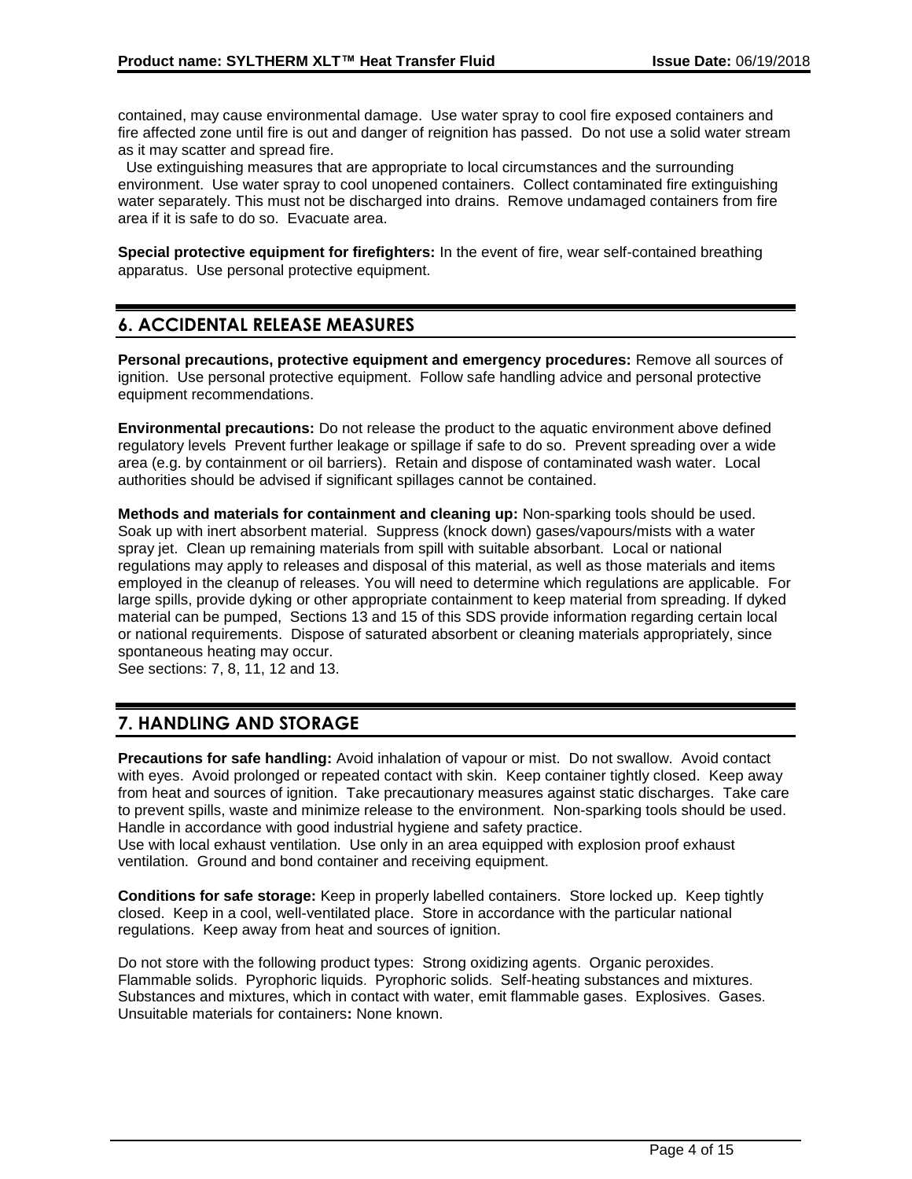contained, may cause environmental damage. Use water spray to cool fire exposed containers and fire affected zone until fire is out and danger of reignition has passed. Do not use a solid water stream as it may scatter and spread fire.

Use extinguishing measures that are appropriate to local circumstances and the surrounding environment. Use water spray to cool unopened containers. Collect contaminated fire extinguishing water separately. This must not be discharged into drains. Remove undamaged containers from fire area if it is safe to do so. Evacuate area.

**Special protective equipment for firefighters:** In the event of fire, wear self-contained breathing apparatus. Use personal protective equipment.

## 6. ACCIDENTAL RELEASE MEASURES

**Personal precautions, protective equipment and emergency procedures:** Remove all sources of ignition. Use personal protective equipment. Follow safe handling advice and personal protective equipment recommendations.

**Environmental precautions:** Do not release the product to the aquatic environment above defined regulatory levels Prevent further leakage or spillage if safe to do so. Prevent spreading over a wide area (e.g. by containment or oil barriers). Retain and dispose of contaminated wash water. Local authorities should be advised if significant spillages cannot be contained.

**Methods and materials for containment and cleaning up:** Non-sparking tools should be used. Soak up with inert absorbent material. Suppress (knock down) gases/vapours/mists with a water spray jet. Clean up remaining materials from spill with suitable absorbant. Local or national regulations may apply to releases and disposal of this material, as well as those materials and items employed in the cleanup of releases. You will need to determine which regulations are applicable. For large spills, provide dyking or other appropriate containment to keep material from spreading. If dyked material can be pumped, Sections 13 and 15 of this SDS provide information regarding certain local or national requirements. Dispose of saturated absorbent or cleaning materials appropriately, since spontaneous heating may occur.
See sections: 7, 8, 11, 12 and 13.

## 7. HANDLING AND STORAGE

**Precautions for safe handling:** Avoid inhalation of vapour or mist. Do not swallow. Avoid contact with eyes. Avoid prolonged or repeated contact with skin. Keep container tightly closed. Keep away from heat and sources of ignition. Take precautionary measures against static discharges. Take care to prevent spills, waste and minimize release to the environment. Non-sparking tools should be used. Handle in accordance with good industrial hygiene and safety practice.
Use with local exhaust ventilation. Use only in an area equipped with explosion proof exhaust ventilation. Ground and bond container and receiving equipment.

**Conditions for safe storage:** Keep in properly labelled containers. Store locked up. Keep tightly closed. Keep in a cool, well-ventilated place. Store in accordance with the particular national regulations. Keep away from heat and sources of ignition.

Do not store with the following product types: Strong oxidizing agents. Organic peroxides. Flammable solids. Pyrophoric liquids. Pyrophoric solids. Self-heating substances and mixtures. Substances and mixtures, which in contact with water, emit flammable gases. Explosives. Gases.
Unsuitable materials for containers**:** None known.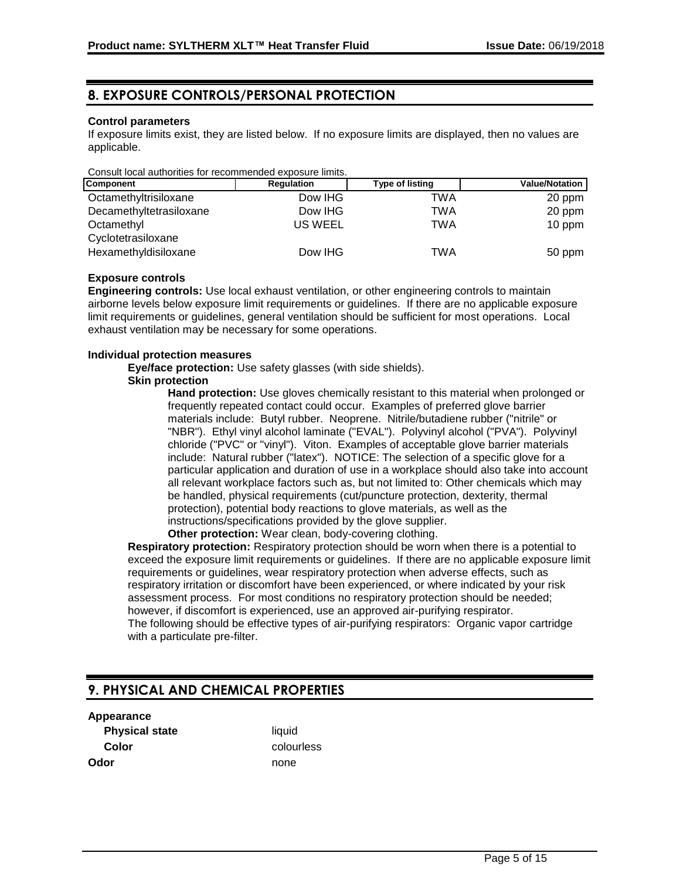## 8. EXPOSURE CONTROLS/PERSONAL PROTECTION

**Control parameters**

If exposure limits exist, they are listed below. If no exposure limits are displayed, then no values are applicable.

Consult local authorities for recommended exposure limits.

| Component | Regulation | Type of listing | Value/Notation |
|---|---|---|---|
| Octamethyltrisiloxane | Dow IHG | TWA | 20 ppm |
| Decamethyltetrasiloxane | Dow IHG | TWA | 20 ppm |
| Octamethyl Cyclotetrasiloxane | US WEEL | TWA | 10 ppm |
| Hexamethyldisiloxane | Dow IHG | TWA | 50 ppm |

**Exposure controls**

**Engineering controls:** Use local exhaust ventilation, or other engineering controls to maintain airborne levels below exposure limit requirements or guidelines. If there are no applicable exposure limit requirements or guidelines, general ventilation should be sufficient for most operations. Local exhaust ventilation may be necessary for some operations.

**Individual protection measures**

**Eye/face protection:** Use safety glasses (with side shields).

**Skin protection**

**Hand protection:** Use gloves chemically resistant to this material when prolonged or frequently repeated contact could occur. Examples of preferred glove barrier materials include: Butyl rubber. Neoprene. Nitrile/butadiene rubber ("nitrile" or "NBR"). Ethyl vinyl alcohol laminate ("EVAL"). Polyvinyl alcohol ("PVA"). Polyvinyl chloride ("PVC" or "vinyl"). Viton. Examples of acceptable glove barrier materials include: Natural rubber ("latex"). NOTICE: The selection of a specific glove for a particular application and duration of use in a workplace should also take into account all relevant workplace factors such as, but not limited to: Other chemicals which may be handled, physical requirements (cut/puncture protection, dexterity, thermal protection), potential body reactions to glove materials, as well as the instructions/specifications provided by the glove supplier.

**Other protection:** Wear clean, body-covering clothing.

**Respiratory protection:** Respiratory protection should be worn when there is a potential to exceed the exposure limit requirements or guidelines. If there are no applicable exposure limit requirements or guidelines, wear respiratory protection when adverse effects, such as respiratory irritation or discomfort have been experienced, or where indicated by your risk assessment process. For most conditions no respiratory protection should be needed; however, if discomfort is experienced, use an approved air-purifying respirator.
The following should be effective types of air-purifying respirators: Organic vapor cartridge with a particulate pre-filter.

## 9. PHYSICAL AND CHEMICAL PROPERTIES

**Appearance**

| | |
|---|---|
| **Physical state** | liquid |
| **Color** | colourless |
| **Odor** | none |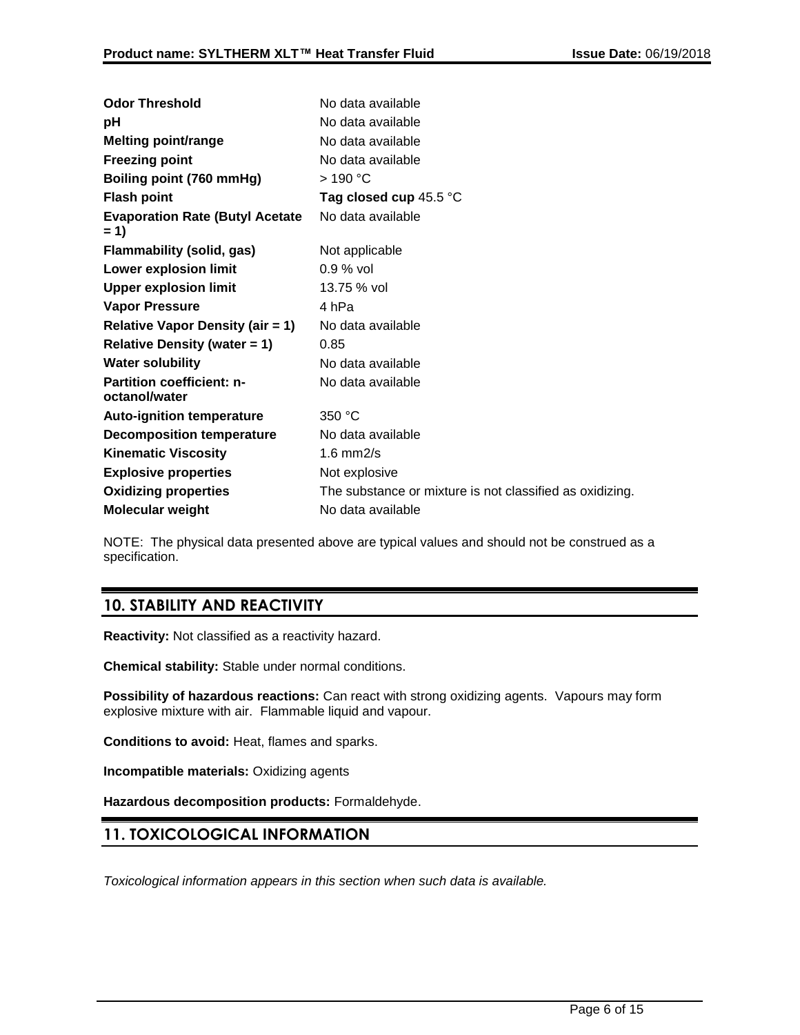| | |
|---|---|
| **Odor Threshold** | No data available |
| **pH** | No data available |
| **Melting point/range** | No data available |
| **Freezing point** | No data available |
| **Boiling point (760 mmHg)** | > 190 °C |
| **Flash point** | **Tag closed cup** 45.5 °C |
| **Evaporation Rate (Butyl Acetate = 1)** | No data available |
| **Flammability (solid, gas)** | Not applicable |
| **Lower explosion limit** | 0.9 % vol |
| **Upper explosion limit** | 13.75 % vol |
| **Vapor Pressure** | 4 hPa |
| **Relative Vapor Density (air = 1)** | No data available |
| **Relative Density (water = 1)** | 0.85 |
| **Water solubility** | No data available |
| **Partition coefficient: n-octanol/water** | No data available |
| **Auto-ignition temperature** | 350 °C |
| **Decomposition temperature** | No data available |
| **Kinematic Viscosity** | 1.6 mm2/s |
| **Explosive properties** | Not explosive |
| **Oxidizing properties** | The substance or mixture is not classified as oxidizing. |
| **Molecular weight** | No data available |

NOTE: The physical data presented above are typical values and should not be construed as a specification.

## 10. STABILITY AND REACTIVITY

**Reactivity:** Not classified as a reactivity hazard.

**Chemical stability:** Stable under normal conditions.

**Possibility of hazardous reactions:** Can react with strong oxidizing agents. Vapours may form explosive mixture with air. Flammable liquid and vapour.

**Conditions to avoid:** Heat, flames and sparks.

**Incompatible materials:** Oxidizing agents

**Hazardous decomposition products:** Formaldehyde.

## 11. TOXICOLOGICAL INFORMATION

*Toxicological information appears in this section when such data is available.*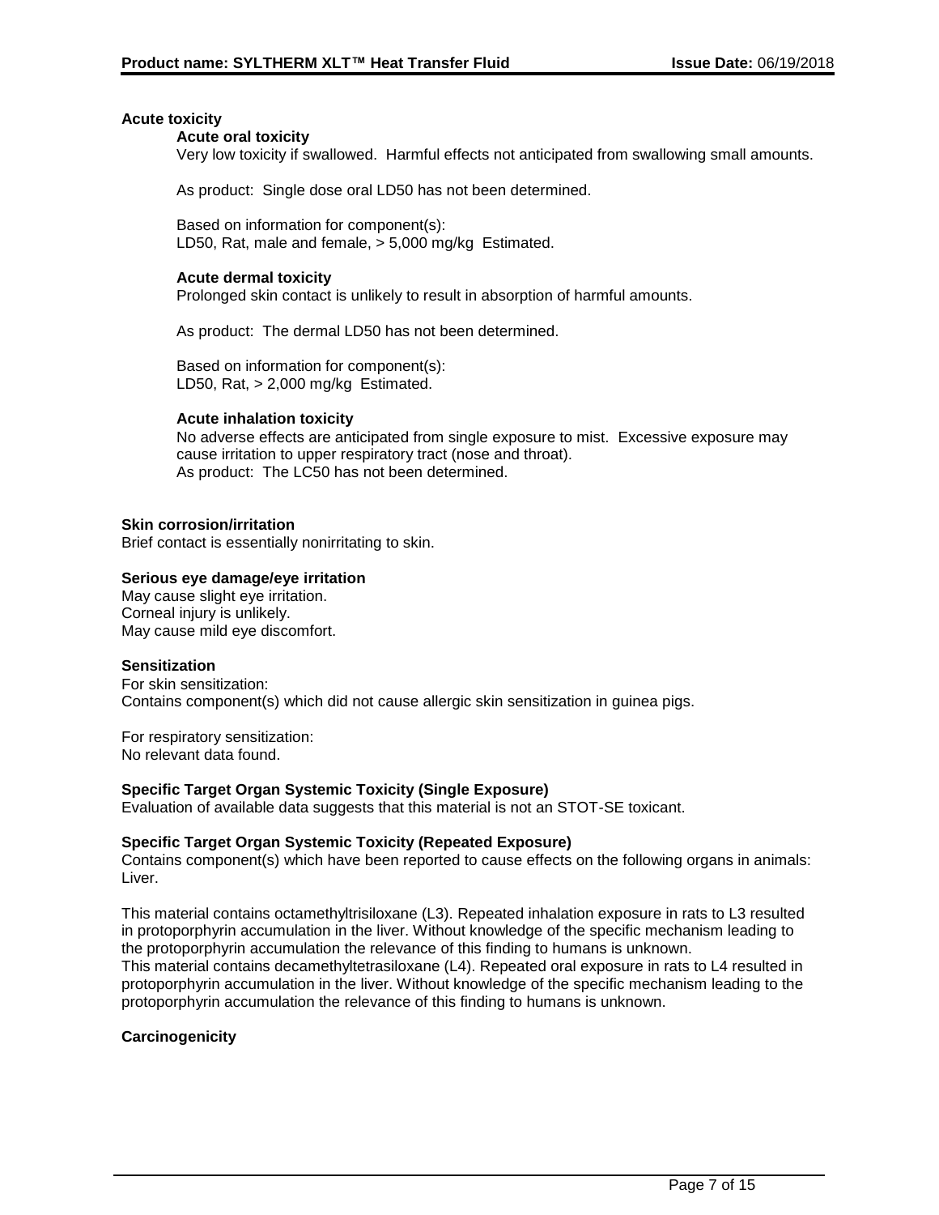## Acute toxicity

### Acute oral toxicity

Very low toxicity if swallowed. Harmful effects not anticipated from swallowing small amounts.

As product: Single dose oral LD50 has not been determined.

Based on information for component(s):
LD50, Rat, male and female, > 5,000 mg/kg Estimated.

### Acute dermal toxicity

Prolonged skin contact is unlikely to result in absorption of harmful amounts.

As product: The dermal LD50 has not been determined.

Based on information for component(s):
LD50, Rat, > 2,000 mg/kg Estimated.

### Acute inhalation toxicity

No adverse effects are anticipated from single exposure to mist. Excessive exposure may cause irritation to upper respiratory tract (nose and throat).
As product: The LC50 has not been determined.

## Skin corrosion/irritation

Brief contact is essentially nonirritating to skin.

## Serious eye damage/eye irritation

May cause slight eye irritation.
Corneal injury is unlikely.
May cause mild eye discomfort.

## Sensitization

For skin sensitization:
Contains component(s) which did not cause allergic skin sensitization in guinea pigs.

For respiratory sensitization:
No relevant data found.

## Specific Target Organ Systemic Toxicity (Single Exposure)

Evaluation of available data suggests that this material is not an STOT-SE toxicant.

## Specific Target Organ Systemic Toxicity (Repeated Exposure)

Contains component(s) which have been reported to cause effects on the following organs in animals:
Liver.

This material contains octamethyltrisiloxane (L3). Repeated inhalation exposure in rats to L3 resulted in protoporphyrin accumulation in the liver. Without knowledge of the specific mechanism leading to the protoporphyrin accumulation the relevance of this finding to humans is unknown.
This material contains decamethyltetrasiloxane (L4). Repeated oral exposure in rats to L4 resulted in protoporphyrin accumulation in the liver. Without knowledge of the specific mechanism leading to the protoporphyrin accumulation the relevance of this finding to humans is unknown.

## Carcinogenicity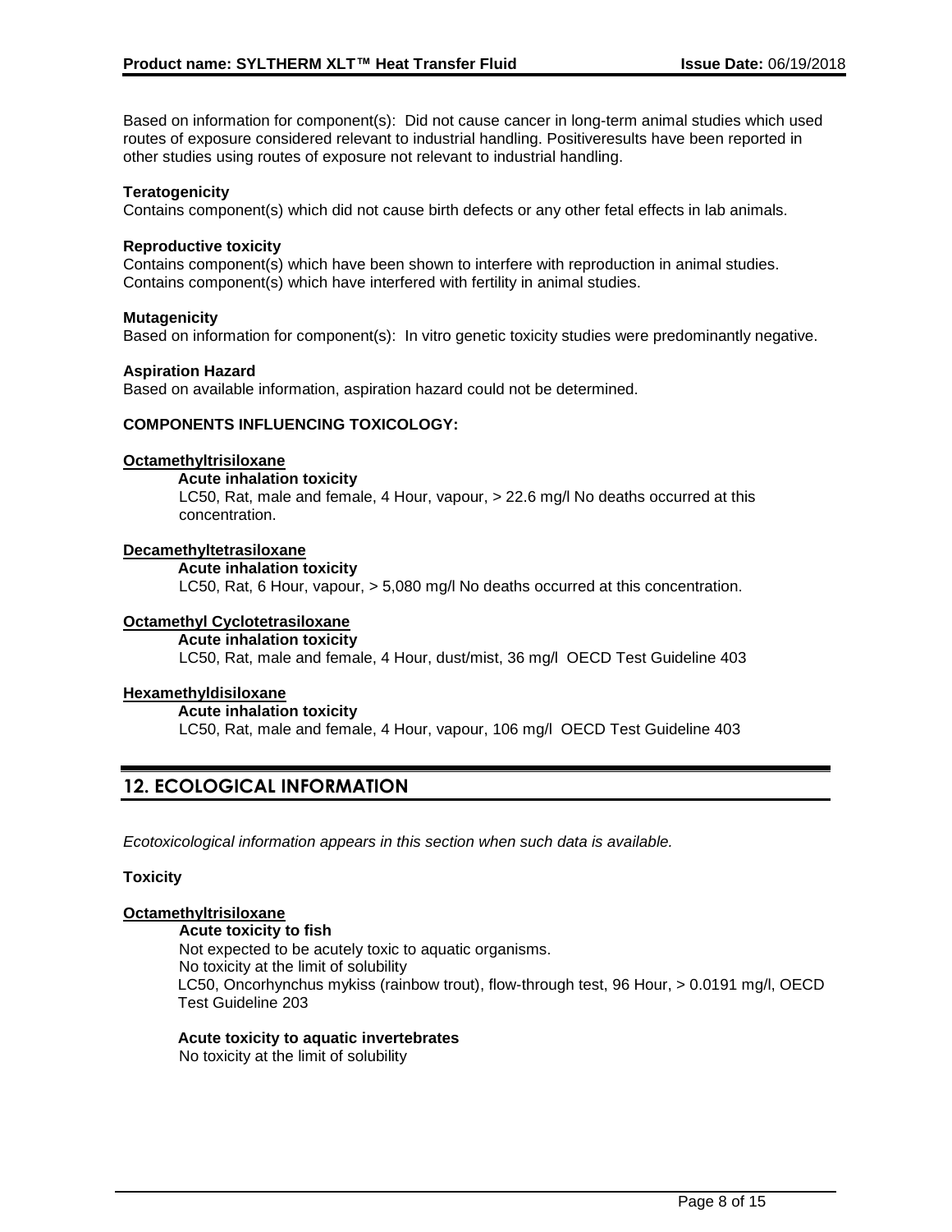Based on information for component(s): Did not cause cancer in long-term animal studies which used routes of exposure considered relevant to industrial handling. Positiveresults have been reported in other studies using routes of exposure not relevant to industrial handling.

**Teratogenicity**

Contains component(s) which did not cause birth defects or any other fetal effects in lab animals.

**Reproductive toxicity**

Contains component(s) which have been shown to interfere with reproduction in animal studies. Contains component(s) which have interfered with fertility in animal studies.

**Mutagenicity**

Based on information for component(s): In vitro genetic toxicity studies were predominantly negative.

**Aspiration Hazard**

Based on available information, aspiration hazard could not be determined.

**COMPONENTS INFLUENCING TOXICOLOGY:**

**Octamethyltrisiloxane**

**Acute inhalation toxicity**

LC50, Rat, male and female, 4 Hour, vapour, > 22.6 mg/l No deaths occurred at this concentration.

**Decamethyltetrasiloxane**

**Acute inhalation toxicity**

LC50, Rat, 6 Hour, vapour, > 5,080 mg/l No deaths occurred at this concentration.

**Octamethyl Cyclotetrasiloxane**

**Acute inhalation toxicity**

LC50, Rat, male and female, 4 Hour, dust/mist, 36 mg/l OECD Test Guideline 403

**Hexamethyldisiloxane**

**Acute inhalation toxicity**

LC50, Rat, male and female, 4 Hour, vapour, 106 mg/l OECD Test Guideline 403

## 12. ECOLOGICAL INFORMATION

*Ecotoxicological information appears in this section when such data is available.*

**Toxicity**

**Octamethyltrisiloxane**

**Acute toxicity to fish**

Not expected to be acutely toxic to aquatic organisms.
No toxicity at the limit of solubility
LC50, Oncorhynchus mykiss (rainbow trout), flow-through test, 96 Hour, > 0.0191 mg/l, OECD Test Guideline 203

**Acute toxicity to aquatic invertebrates**

No toxicity at the limit of solubility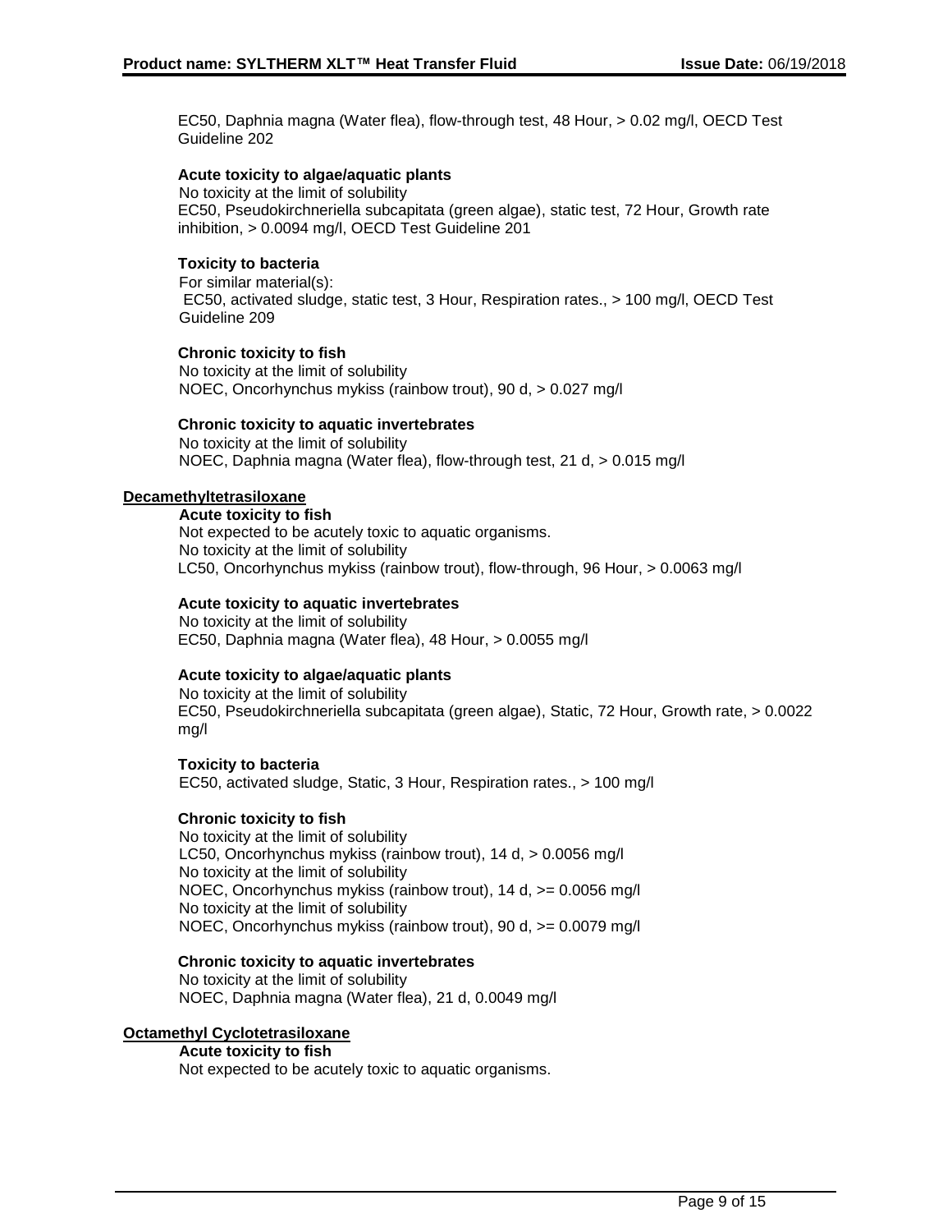EC50, Daphnia magna (Water flea), flow-through test, 48 Hour, > 0.02 mg/l, OECD Test Guideline 202

**Acute toxicity to algae/aquatic plants**

No toxicity at the limit of solubility
EC50, Pseudokirchneriella subcapitata (green algae), static test, 72 Hour, Growth rate inhibition, > 0.0094 mg/l, OECD Test Guideline 201

**Toxicity to bacteria**

For similar material(s):
EC50, activated sludge, static test, 3 Hour, Respiration rates., > 100 mg/l, OECD Test Guideline 209

**Chronic toxicity to fish**

No toxicity at the limit of solubility
NOEC, Oncorhynchus mykiss (rainbow trout), 90 d, > 0.027 mg/l

**Chronic toxicity to aquatic invertebrates**

No toxicity at the limit of solubility
NOEC, Daphnia magna (Water flea), flow-through test, 21 d, > 0.015 mg/l

## Decamethyltetrasiloxane

**Acute toxicity to fish**

Not expected to be acutely toxic to aquatic organisms.
No toxicity at the limit of solubility
LC50, Oncorhynchus mykiss (rainbow trout), flow-through, 96 Hour, > 0.0063 mg/l

**Acute toxicity to aquatic invertebrates**

No toxicity at the limit of solubility
EC50, Daphnia magna (Water flea), 48 Hour, > 0.0055 mg/l

**Acute toxicity to algae/aquatic plants**

No toxicity at the limit of solubility
EC50, Pseudokirchneriella subcapitata (green algae), Static, 72 Hour, Growth rate, > 0.0022 mg/l

**Toxicity to bacteria**

EC50, activated sludge, Static, 3 Hour, Respiration rates., > 100 mg/l

**Chronic toxicity to fish**

No toxicity at the limit of solubility
LC50, Oncorhynchus mykiss (rainbow trout), 14 d, > 0.0056 mg/l
No toxicity at the limit of solubility
NOEC, Oncorhynchus mykiss (rainbow trout), 14 d, >= 0.0056 mg/l
No toxicity at the limit of solubility
NOEC, Oncorhynchus mykiss (rainbow trout), 90 d, >= 0.0079 mg/l

**Chronic toxicity to aquatic invertebrates**

No toxicity at the limit of solubility
NOEC, Daphnia magna (Water flea), 21 d, 0.0049 mg/l

## Octamethyl Cyclotetrasiloxane

**Acute toxicity to fish**

Not expected to be acutely toxic to aquatic organisms.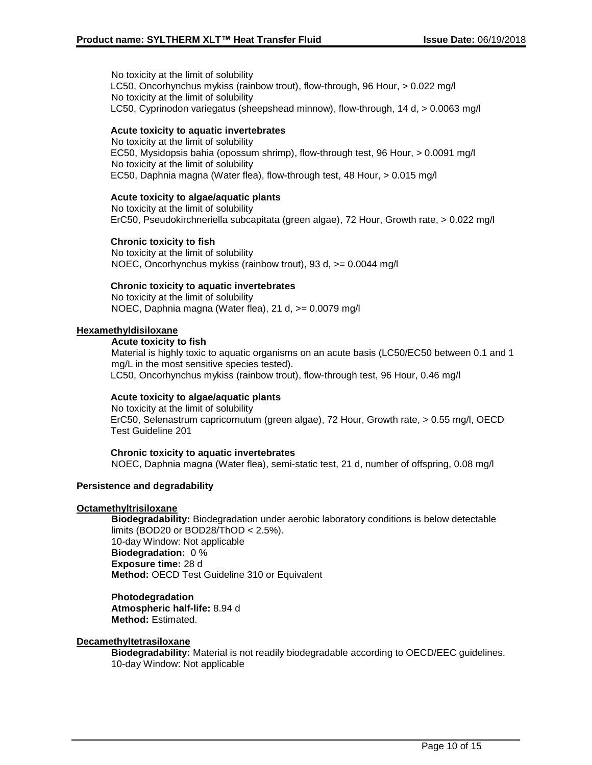No toxicity at the limit of solubility
LC50, Oncorhynchus mykiss (rainbow trout), flow-through, 96 Hour, > 0.022 mg/l
No toxicity at the limit of solubility
LC50, Cyprinodon variegatus (sheepshead minnow), flow-through, 14 d, > 0.0063 mg/l

**Acute toxicity to aquatic invertebrates**

No toxicity at the limit of solubility
EC50, Mysidopsis bahia (opossum shrimp), flow-through test, 96 Hour, > 0.0091 mg/l
No toxicity at the limit of solubility
EC50, Daphnia magna (Water flea), flow-through test, 48 Hour, > 0.015 mg/l

**Acute toxicity to algae/aquatic plants**

No toxicity at the limit of solubility
ErC50, Pseudokirchneriella subcapitata (green algae), 72 Hour, Growth rate, > 0.022 mg/l

**Chronic toxicity to fish**

No toxicity at the limit of solubility
NOEC, Oncorhynchus mykiss (rainbow trout), 93 d, >= 0.0044 mg/l

**Chronic toxicity to aquatic invertebrates**

No toxicity at the limit of solubility
NOEC, Daphnia magna (Water flea), 21 d, >= 0.0079 mg/l

**Hexamethyldisiloxane**

**Acute toxicity to fish**

Material is highly toxic to aquatic organisms on an acute basis (LC50/EC50 between 0.1 and 1 mg/L in the most sensitive species tested).
LC50, Oncorhynchus mykiss (rainbow trout), flow-through test, 96 Hour, 0.46 mg/l

**Acute toxicity to algae/aquatic plants**

No toxicity at the limit of solubility
ErC50, Selenastrum capricornutum (green algae), 72 Hour, Growth rate, > 0.55 mg/l, OECD Test Guideline 201

**Chronic toxicity to aquatic invertebrates**

NOEC, Daphnia magna (Water flea), semi-static test, 21 d, number of offspring, 0.08 mg/l

**Persistence and degradability**

**Octamethyltrisiloxane**

**Biodegradability:** Biodegradation under aerobic laboratory conditions is below detectable limits (BOD20 or BOD28/ThOD < 2.5%).
10-day Window: Not applicable
**Biodegradation:** 0 %
**Exposure time:** 28 d
**Method:** OECD Test Guideline 310 or Equivalent

**Photodegradation**
**Atmospheric half-life:** 8.94 d
**Method:** Estimated.

**Decamethyltetrasiloxane**

**Biodegradability:** Material is not readily biodegradable according to OECD/EEC guidelines.
10-day Window: Not applicable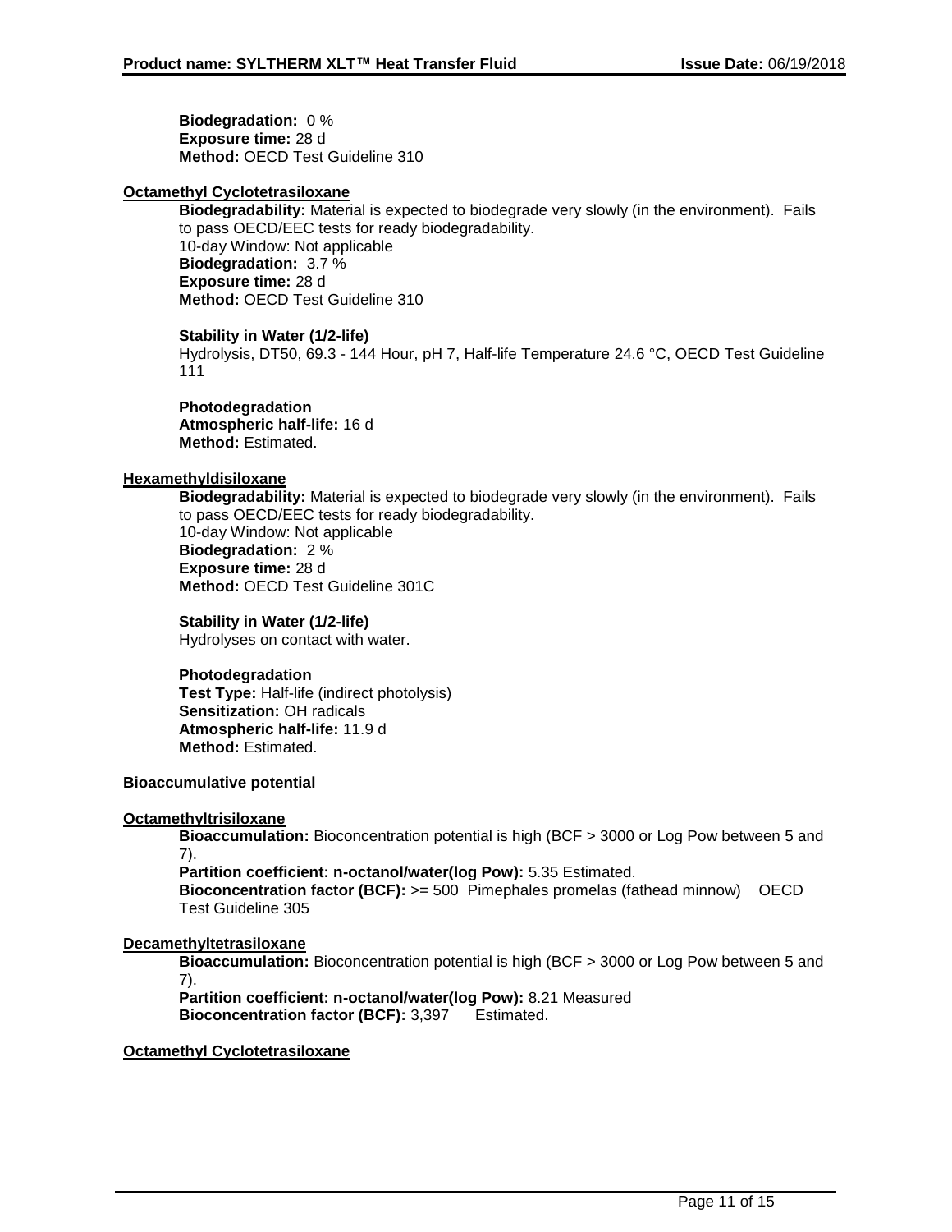**Biodegradation:** 0 %
**Exposure time:** 28 d
**Method:** OECD Test Guideline 310

**Octamethyl Cyclotetrasiloxane**

**Biodegradability:** Material is expected to biodegrade very slowly (in the environment). Fails to pass OECD/EEC tests for ready biodegradability.
10-day Window: Not applicable
**Biodegradation:** 3.7 %
**Exposure time:** 28 d
**Method:** OECD Test Guideline 310

**Stability in Water (1/2-life)**
Hydrolysis, DT50, 69.3 - 144 Hour, pH 7, Half-life Temperature 24.6 °C, OECD Test Guideline 111

**Photodegradation**
**Atmospheric half-life:** 16 d
**Method:** Estimated.

**Hexamethyldisiloxane**

**Biodegradability:** Material is expected to biodegrade very slowly (in the environment). Fails to pass OECD/EEC tests for ready biodegradability.
10-day Window: Not applicable
**Biodegradation:** 2 %
**Exposure time:** 28 d
**Method:** OECD Test Guideline 301C

**Stability in Water (1/2-life)**
Hydrolyses on contact with water.

**Photodegradation**
**Test Type:** Half-life (indirect photolysis)
**Sensitization:** OH radicals
**Atmospheric half-life:** 11.9 d
**Method:** Estimated.

**Bioaccumulative potential**

**Octamethyltrisiloxane**

**Bioaccumulation:** Bioconcentration potential is high (BCF > 3000 or Log Pow between 5 and 7).
**Partition coefficient: n-octanol/water(log Pow):** 5.35 Estimated.
**Bioconcentration factor (BCF):** >= 500 Pimephales promelas (fathead minnow) OECD Test Guideline 305

**Decamethyltetrasiloxane**

**Bioaccumulation:** Bioconcentration potential is high (BCF > 3000 or Log Pow between 5 and 7).
**Partition coefficient: n-octanol/water(log Pow):** 8.21 Measured
**Bioconcentration factor (BCF):** 3,397 Estimated.

**Octamethyl Cyclotetrasiloxane**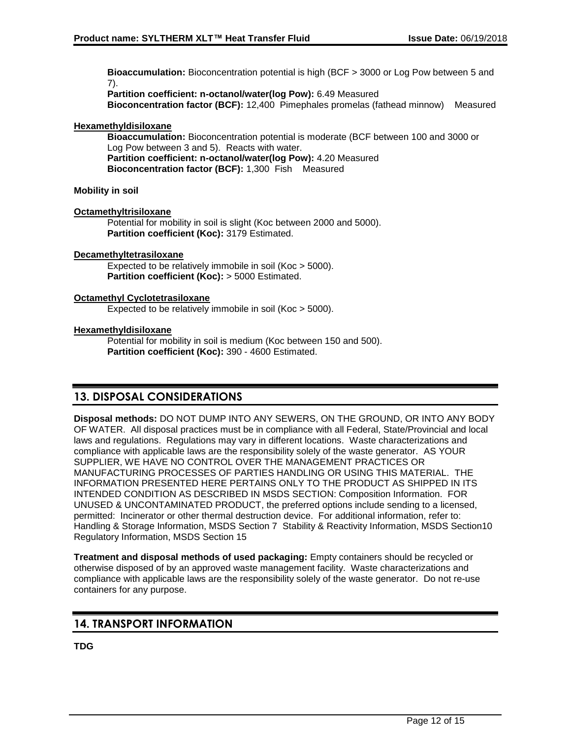**Bioaccumulation:** Bioconcentration potential is high (BCF > 3000 or Log Pow between 5 and 7).
**Partition coefficient: n-octanol/water(log Pow):** 6.49 Measured
**Bioconcentration factor (BCF):** 12,400 Pimephales promelas (fathead minnow) Measured

**Hexamethyldisiloxane**

**Bioaccumulation:** Bioconcentration potential is moderate (BCF between 100 and 3000 or Log Pow between 3 and 5). Reacts with water.
**Partition coefficient: n-octanol/water(log Pow):** 4.20 Measured
**Bioconcentration factor (BCF):** 1,300 Fish Measured

**Mobility in soil**

**Octamethyltrisiloxane**

Potential for mobility in soil is slight (Koc between 2000 and 5000).
**Partition coefficient (Koc):** 3179 Estimated.

**Decamethyltetrasiloxane**

Expected to be relatively immobile in soil (Koc > 5000).
**Partition coefficient (Koc):** > 5000 Estimated.

**Octamethyl Cyclotetrasiloxane**

Expected to be relatively immobile in soil (Koc > 5000).

**Hexamethyldisiloxane**

Potential for mobility in soil is medium (Koc between 150 and 500).
**Partition coefficient (Koc):** 390 - 4600 Estimated.

## 13. DISPOSAL CONSIDERATIONS

**Disposal methods:** DO NOT DUMP INTO ANY SEWERS, ON THE GROUND, OR INTO ANY BODY OF WATER. All disposal practices must be in compliance with all Federal, State/Provincial and local laws and regulations. Regulations may vary in different locations. Waste characterizations and compliance with applicable laws are the responsibility solely of the waste generator. AS YOUR SUPPLIER, WE HAVE NO CONTROL OVER THE MANAGEMENT PRACTICES OR MANUFACTURING PROCESSES OF PARTIES HANDLING OR USING THIS MATERIAL. THE INFORMATION PRESENTED HERE PERTAINS ONLY TO THE PRODUCT AS SHIPPED IN ITS INTENDED CONDITION AS DESCRIBED IN MSDS SECTION: Composition Information. FOR UNUSED & UNCONTAMINATED PRODUCT, the preferred options include sending to a licensed, permitted: Incinerator or other thermal destruction device. For additional information, refer to: Handling & Storage Information, MSDS Section 7 Stability & Reactivity Information, MSDS Section10 Regulatory Information, MSDS Section 15

**Treatment and disposal methods of used packaging:** Empty containers should be recycled or otherwise disposed of by an approved waste management facility. Waste characterizations and compliance with applicable laws are the responsibility solely of the waste generator. Do not re-use containers for any purpose.

## 14. TRANSPORT INFORMATION

**TDG**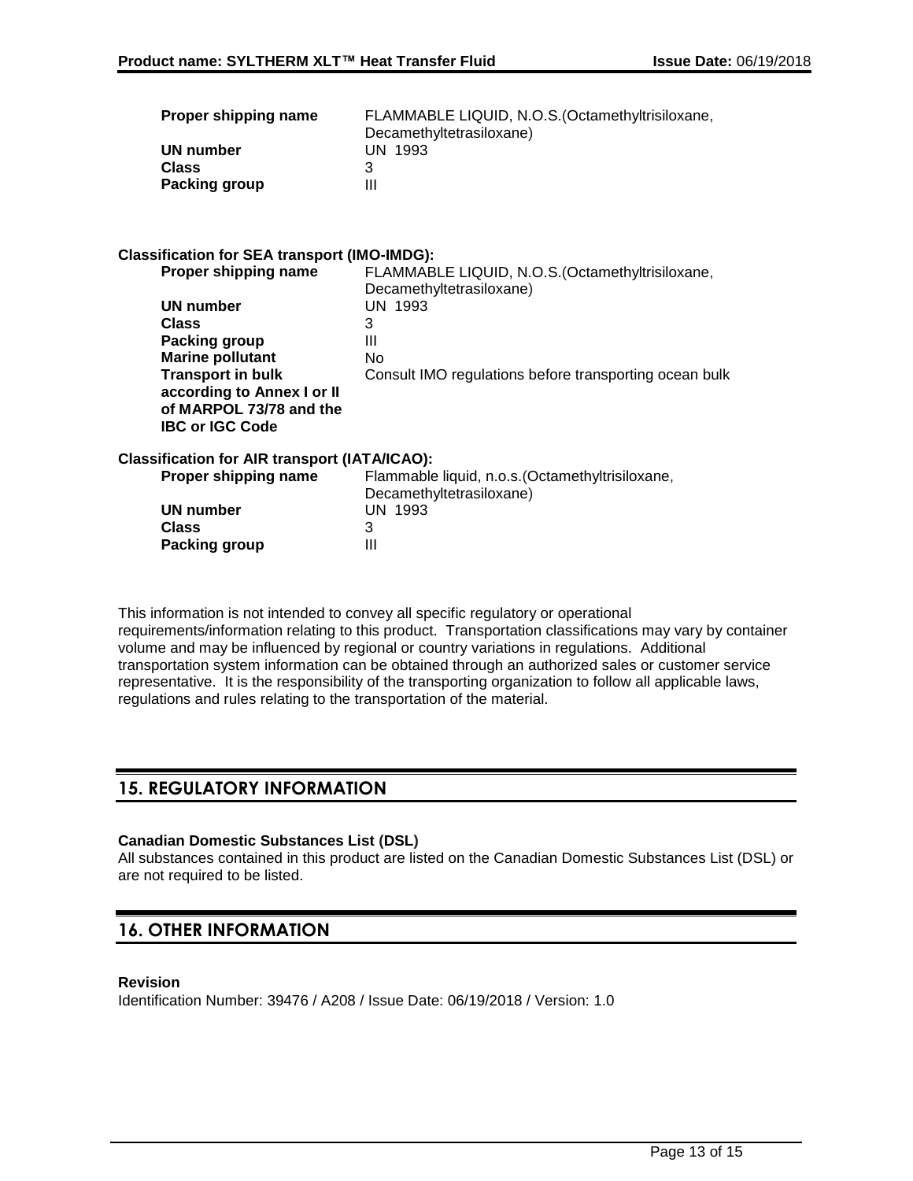| | |
|---|---|
| **Proper shipping name** | FLAMMABLE LIQUID, N.O.S.(Octamethyltrisiloxane, Decamethyltetrasiloxane) |
| **UN number** | UN 1993 |
| **Class** | 3 |
| **Packing group** | III |

**Classification for SEA transport (IMO-IMDG):**

| | |
|---|---|
| **Proper shipping name** | FLAMMABLE LIQUID, N.O.S.(Octamethyltrisiloxane, Decamethyltetrasiloxane) |
| **UN number** | UN 1993 |
| **Class** | 3 |
| **Packing group** | III |
| **Marine pollutant** | No |
| **Transport in bulk according to Annex I or II of MARPOL 73/78 and the IBC or IGC Code** | Consult IMO regulations before transporting ocean bulk |

**Classification for AIR transport (IATA/ICAO):**

| | |
|---|---|
| **Proper shipping name** | Flammable liquid, n.o.s.(Octamethyltrisiloxane, Decamethyltetrasiloxane) |
| **UN number** | UN 1993 |
| **Class** | 3 |
| **Packing group** | III |

This information is not intended to convey all specific regulatory or operational requirements/information relating to this product. Transportation classifications may vary by container volume and may be influenced by regional or country variations in regulations. Additional transportation system information can be obtained through an authorized sales or customer service representative. It is the responsibility of the transporting organization to follow all applicable laws, regulations and rules relating to the transportation of the material.

## 15. REGULATORY INFORMATION

**Canadian Domestic Substances List (DSL)**

All substances contained in this product are listed on the Canadian Domestic Substances List (DSL) or are not required to be listed.

## 16. OTHER INFORMATION

**Revision**

Identification Number: 39476 / A208 / Issue Date: 06/19/2018 / Version: 1.0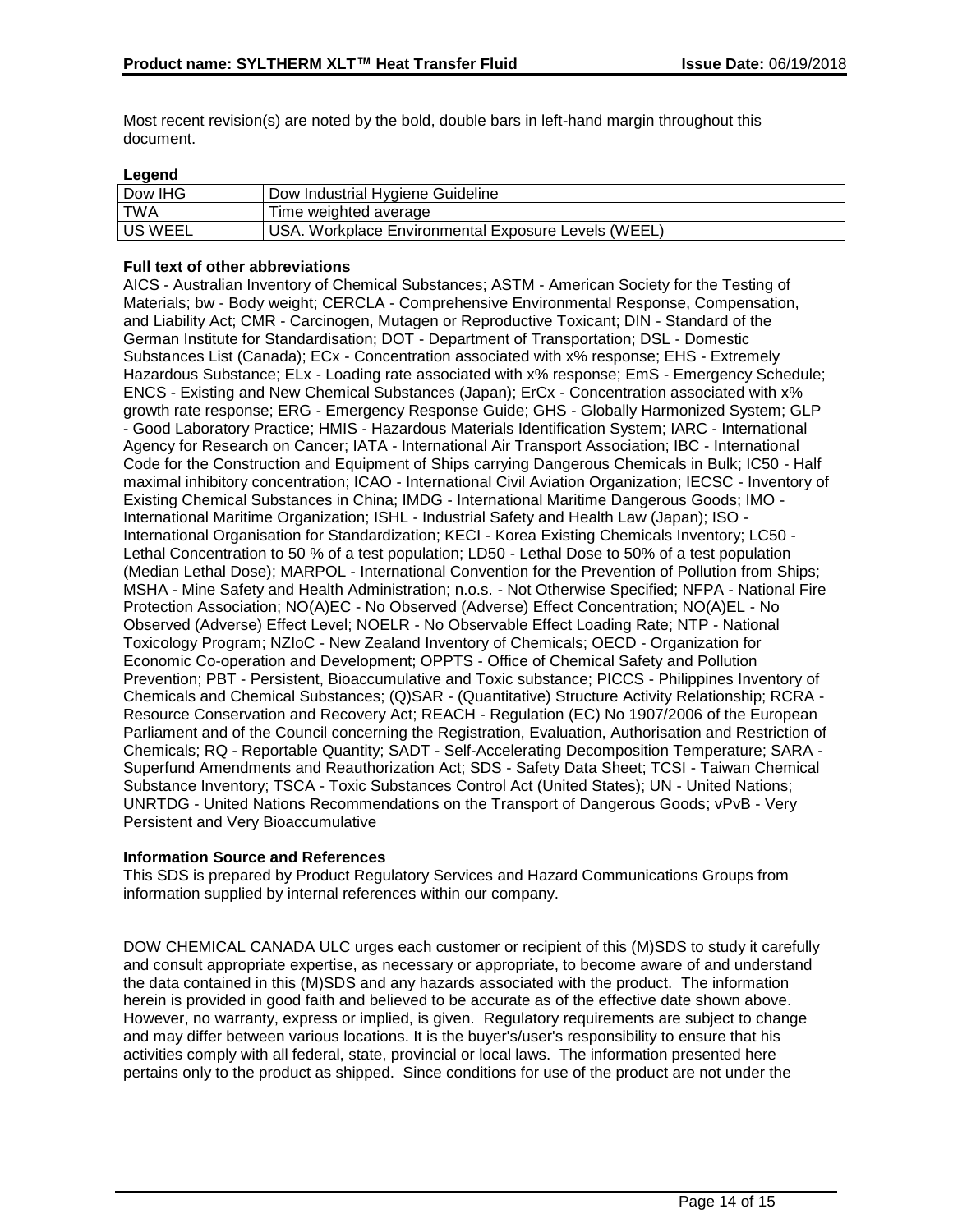Most recent revision(s) are noted by the bold, double bars in left-hand margin throughout this document.

**Legend**

| Dow IHG | Dow Industrial Hygiene Guideline |
|---|---|
| TWA | Time weighted average |
| US WEEL | USA. Workplace Environmental Exposure Levels (WEEL) |

**Full text of other abbreviations**

AICS - Australian Inventory of Chemical Substances; ASTM - American Society for the Testing of Materials; bw - Body weight; CERCLA - Comprehensive Environmental Response, Compensation, and Liability Act; CMR - Carcinogen, Mutagen or Reproductive Toxicant; DIN - Standard of the German Institute for Standardisation; DOT - Department of Transportation; DSL - Domestic Substances List (Canada); ECx - Concentration associated with x% response; EHS - Extremely Hazardous Substance; ELx - Loading rate associated with x% response; EmS - Emergency Schedule; ENCS - Existing and New Chemical Substances (Japan); ErCx - Concentration associated with x% growth rate response; ERG - Emergency Response Guide; GHS - Globally Harmonized System; GLP - Good Laboratory Practice; HMIS - Hazardous Materials Identification System; IARC - International Agency for Research on Cancer; IATA - International Air Transport Association; IBC - International Code for the Construction and Equipment of Ships carrying Dangerous Chemicals in Bulk; IC50 - Half maximal inhibitory concentration; ICAO - International Civil Aviation Organization; IECSC - Inventory of Existing Chemical Substances in China; IMDG - International Maritime Dangerous Goods; IMO - International Maritime Organization; ISHL - Industrial Safety and Health Law (Japan); ISO - International Organisation for Standardization; KECI - Korea Existing Chemicals Inventory; LC50 - Lethal Concentration to 50 % of a test population; LD50 - Lethal Dose to 50% of a test population (Median Lethal Dose); MARPOL - International Convention for the Prevention of Pollution from Ships; MSHA - Mine Safety and Health Administration; n.o.s. - Not Otherwise Specified; NFPA - National Fire Protection Association; NO(A)EC - No Observed (Adverse) Effect Concentration; NO(A)EL - No Observed (Adverse) Effect Level; NOELR - No Observable Effect Loading Rate; NTP - National Toxicology Program; NZIoC - New Zealand Inventory of Chemicals; OECD - Organization for Economic Co-operation and Development; OPPTS - Office of Chemical Safety and Pollution Prevention; PBT - Persistent, Bioaccumulative and Toxic substance; PICCS - Philippines Inventory of Chemicals and Chemical Substances; (Q)SAR - (Quantitative) Structure Activity Relationship; RCRA - Resource Conservation and Recovery Act; REACH - Regulation (EC) No 1907/2006 of the European Parliament and of the Council concerning the Registration, Evaluation, Authorisation and Restriction of Chemicals; RQ - Reportable Quantity; SADT - Self-Accelerating Decomposition Temperature; SARA - Superfund Amendments and Reauthorization Act; SDS - Safety Data Sheet; TCSI - Taiwan Chemical Substance Inventory; TSCA - Toxic Substances Control Act (United States); UN - United Nations; UNRTDG - United Nations Recommendations on the Transport of Dangerous Goods; vPvB - Very Persistent and Very Bioaccumulative

**Information Source and References**

This SDS is prepared by Product Regulatory Services and Hazard Communications Groups from information supplied by internal references within our company.

DOW CHEMICAL CANADA ULC urges each customer or recipient of this (M)SDS to study it carefully and consult appropriate expertise, as necessary or appropriate, to become aware of and understand the data contained in this (M)SDS and any hazards associated with the product. The information herein is provided in good faith and believed to be accurate as of the effective date shown above. However, no warranty, express or implied, is given. Regulatory requirements are subject to change and may differ between various locations. It is the buyer's/user's responsibility to ensure that his activities comply with all federal, state, provincial or local laws. The information presented here pertains only to the product as shipped. Since conditions for use of the product are not under the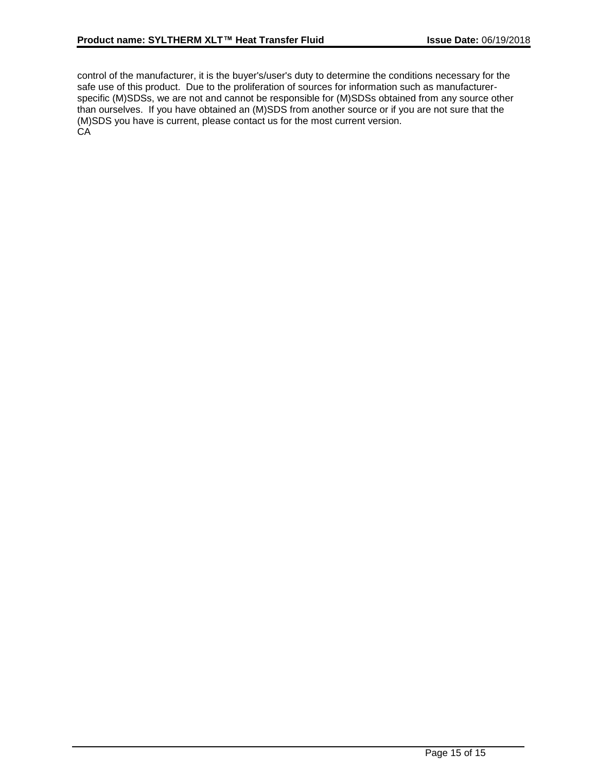control of the manufacturer, it is the buyer's/user's duty to determine the conditions necessary for the safe use of this product. Due to the proliferation of sources for information such as manufacturer-specific (M)SDSs, we are not and cannot be responsible for (M)SDSs obtained from any source other than ourselves. If you have obtained an (M)SDS from another source or if you are not sure that the (M)SDS you have is current, please contact us for the most current version.
CA